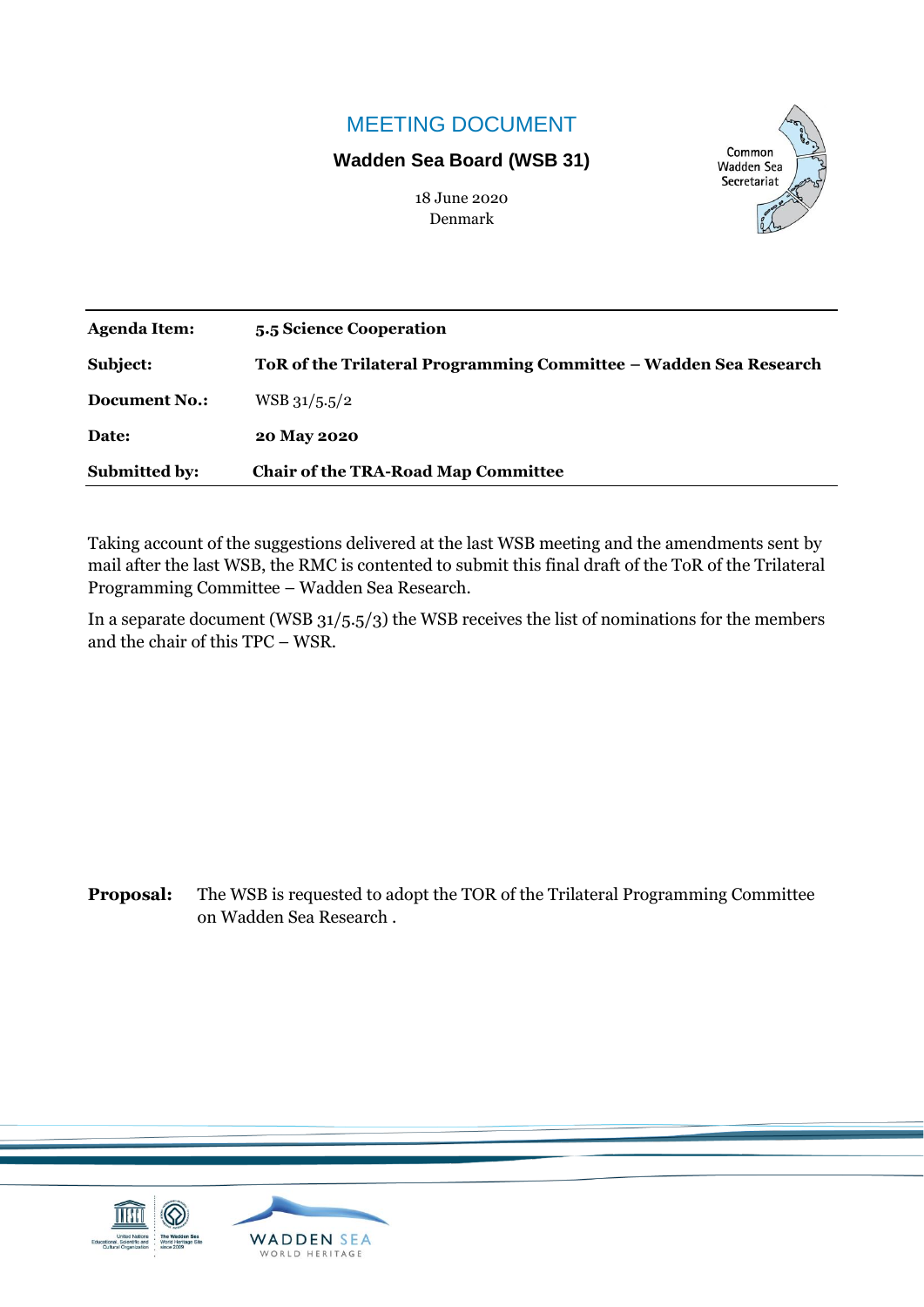# MEETING DOCUMENT

**Wadden Sea Board (WSB 31)**

18 June 2020
Denmark

| | |
|---|---|
| **Agenda Item:** | **5.5 Science Cooperation** |
| **Subject:** | **ToR of the Trilateral Programming Committee – Wadden Sea Research** |
| **Document No.:** | WSB 31/5.5/2 |
| **Date:** | **20 May 2020** |
| **Submitted by:** | **Chair of the TRA-Road Map Committee** |

Taking account of the suggestions delivered at the last WSB meeting and the amendments sent by mail after the last WSB, the RMC is contented to submit this final draft of the ToR of the Trilateral Programming Committee – Wadden Sea Research.

In a separate document (WSB 31/5.5/3) the WSB receives the list of nominations for the members and the chair of this TPC – WSR.

**Proposal:** The WSB is requested to adopt the TOR of the Trilateral Programming Committee on Wadden Sea Research .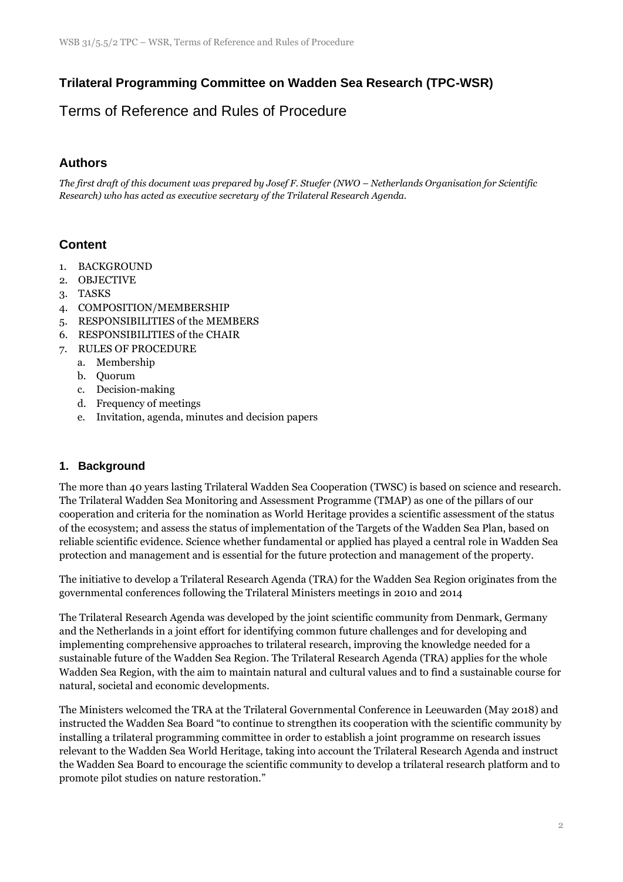## Trilateral Programming Committee on Wadden Sea Research (TPC-WSR)

# Terms of Reference and Rules of Procedure

## Authors

*The first draft of this document was prepared by Josef F. Stuefer (NWO – Netherlands Organisation for Scientific Research) who has acted as executive secretary of the Trilateral Research Agenda.*

## Content

1. BACKGROUND
2. OBJECTIVE
3. TASKS
4. COMPOSITION/MEMBERSHIP
5. RESPONSIBILITIES of the MEMBERS
6. RESPONSIBILITIES of the CHAIR
7. RULES OF PROCEDURE
   a. Membership
   b. Quorum
   c. Decision-making
   d. Frequency of meetings
   e. Invitation, agenda, minutes and decision papers

### 1. Background

The more than 40 years lasting Trilateral Wadden Sea Cooperation (TWSC) is based on science and research. The Trilateral Wadden Sea Monitoring and Assessment Programme (TMAP) as one of the pillars of our cooperation and criteria for the nomination as World Heritage provides a scientific assessment of the status of the ecosystem; and assess the status of implementation of the Targets of the Wadden Sea Plan, based on reliable scientific evidence. Science whether fundamental or applied has played a central role in Wadden Sea protection and management and is essential for the future protection and management of the property.

The initiative to develop a Trilateral Research Agenda (TRA) for the Wadden Sea Region originates from the governmental conferences following the Trilateral Ministers meetings in 2010 and 2014

The Trilateral Research Agenda was developed by the joint scientific community from Denmark, Germany and the Netherlands in a joint effort for identifying common future challenges and for developing and implementing comprehensive approaches to trilateral research, improving the knowledge needed for a sustainable future of the Wadden Sea Region. The Trilateral Research Agenda (TRA) applies for the whole Wadden Sea Region, with the aim to maintain natural and cultural values and to find a sustainable course for natural, societal and economic developments.

The Ministers welcomed the TRA at the Trilateral Governmental Conference in Leeuwarden (May 2018) and instructed the Wadden Sea Board "to continue to strengthen its cooperation with the scientific community by installing a trilateral programming committee in order to establish a joint programme on research issues relevant to the Wadden Sea World Heritage, taking into account the Trilateral Research Agenda and instruct the Wadden Sea Board to encourage the scientific community to develop a trilateral research platform and to promote pilot studies on nature restoration."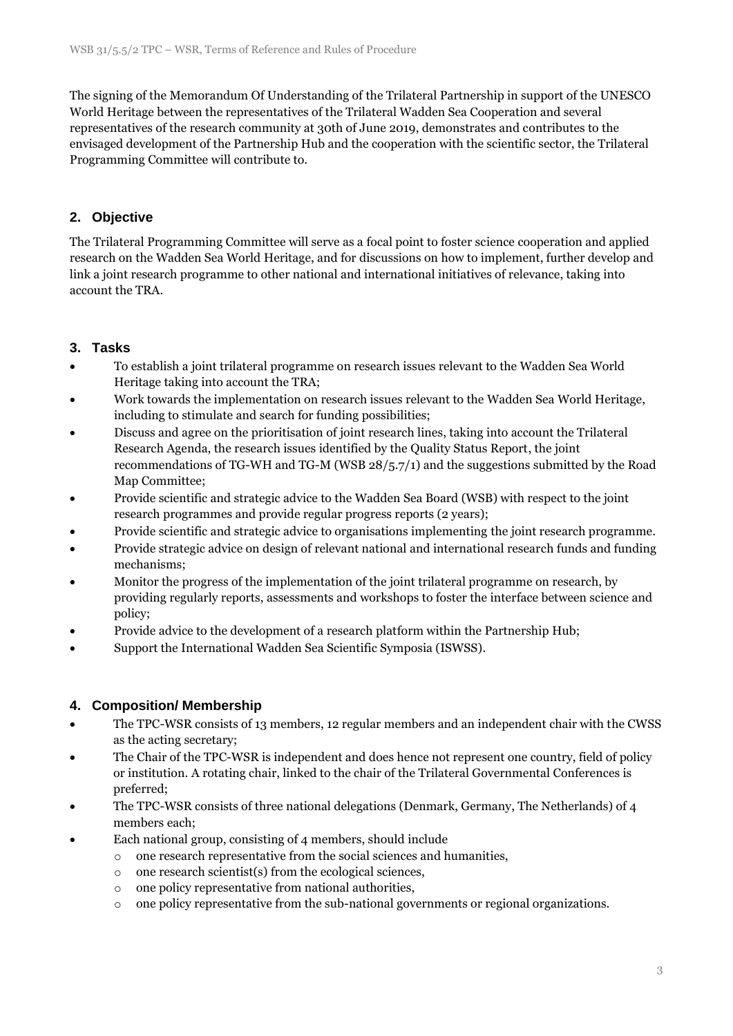The signing of the Memorandum Of Understanding of the Trilateral Partnership in support of the UNESCO World Heritage between the representatives of the Trilateral Wadden Sea Cooperation and several representatives of the research community at 30th of June 2019, demonstrates and contributes to the envisaged development of the Partnership Hub and the cooperation with the scientific sector, the Trilateral Programming Committee will contribute to.

## 2. Objective

The Trilateral Programming Committee will serve as a focal point to foster science cooperation and applied research on the Wadden Sea World Heritage, and for discussions on how to implement, further develop and link a joint research programme to other national and international initiatives of relevance, taking into account the TRA.

## 3. Tasks

- To establish a joint trilateral programme on research issues relevant to the Wadden Sea World Heritage taking into account the TRA;
- Work towards the implementation on research issues relevant to the Wadden Sea World Heritage, including to stimulate and search for funding possibilities;
- Discuss and agree on the prioritisation of joint research lines, taking into account the Trilateral Research Agenda, the research issues identified by the Quality Status Report, the joint recommendations of TG-WH and TG-M (WSB 28/5.7/1) and the suggestions submitted by the Road Map Committee;
- Provide scientific and strategic advice to the Wadden Sea Board (WSB) with respect to the joint research programmes and provide regular progress reports (2 years);
- Provide scientific and strategic advice to organisations implementing the joint research programme.
- Provide strategic advice on design of relevant national and international research funds and funding mechanisms;
- Monitor the progress of the implementation of the joint trilateral programme on research, by providing regularly reports, assessments and workshops to foster the interface between science and policy;
- Provide advice to the development of a research platform within the Partnership Hub;
- Support the International Wadden Sea Scientific Symposia (ISWSS).

## 4. Composition/ Membership

- The TPC-WSR consists of 13 members, 12 regular members and an independent chair with the CWSS as the acting secretary;
- The Chair of the TPC-WSR is independent and does hence not represent one country, field of policy or institution. A rotating chair, linked to the chair of the Trilateral Governmental Conferences is preferred;
- The TPC-WSR consists of three national delegations (Denmark, Germany, The Netherlands) of 4 members each;
- Each national group, consisting of 4 members, should include
  - one research representative from the social sciences and humanities,
  - one research scientist(s) from the ecological sciences,
  - one policy representative from national authorities,
  - one policy representative from the sub-national governments or regional organizations.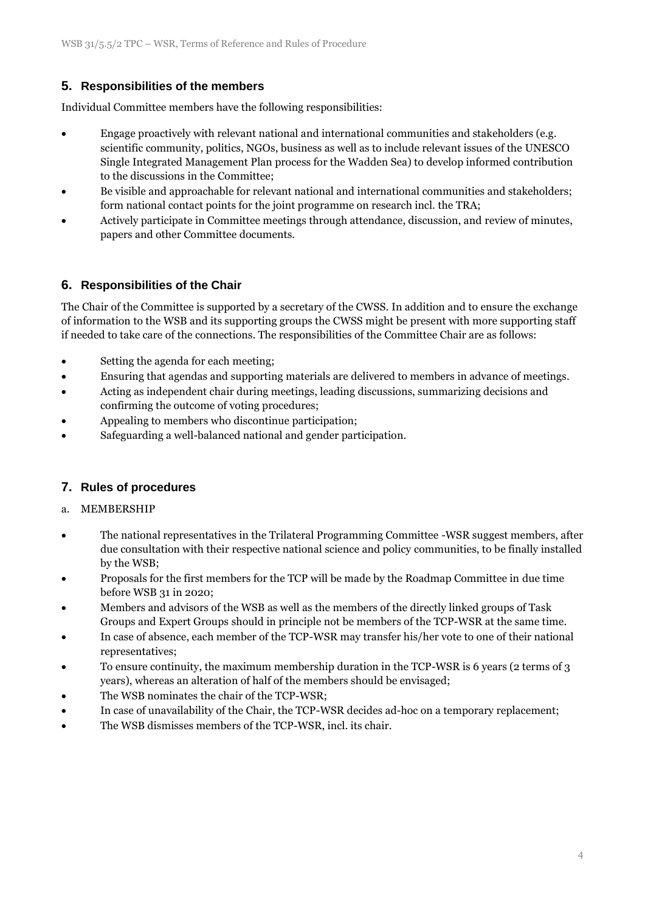## 5. Responsibilities of the members

Individual Committee members have the following responsibilities:

- Engage proactively with relevant national and international communities and stakeholders (e.g. scientific community, politics, NGOs, business as well as to include relevant issues of the UNESCO Single Integrated Management Plan process for the Wadden Sea) to develop informed contribution to the discussions in the Committee;
- Be visible and approachable for relevant national and international communities and stakeholders; form national contact points for the joint programme on research incl. the TRA;
- Actively participate in Committee meetings through attendance, discussion, and review of minutes, papers and other Committee documents.

## 6. Responsibilities of the Chair

The Chair of the Committee is supported by a secretary of the CWSS. In addition and to ensure the exchange of information to the WSB and its supporting groups the CWSS might be present with more supporting staff if needed to take care of the connections. The responsibilities of the Committee Chair are as follows:

- Setting the agenda for each meeting;
- Ensuring that agendas and supporting materials are delivered to members in advance of meetings.
- Acting as independent chair during meetings, leading discussions, summarizing decisions and confirming the outcome of voting procedures;
- Appealing to members who discontinue participation;
- Safeguarding a well-balanced national and gender participation.

## 7. Rules of procedures

a. MEMBERSHIP

- The national representatives in the Trilateral Programming Committee -WSR suggest members, after due consultation with their respective national science and policy communities, to be finally installed by the WSB;
- Proposals for the first members for the TCP will be made by the Roadmap Committee in due time before WSB 31 in 2020;
- Members and advisors of the WSB as well as the members of the directly linked groups of Task Groups and Expert Groups should in principle not be members of the TCP-WSR at the same time.
- In case of absence, each member of the TCP-WSR may transfer his/her vote to one of their national representatives;
- To ensure continuity, the maximum membership duration in the TCP-WSR is 6 years (2 terms of 3 years), whereas an alteration of half of the members should be envisaged;
- The WSB nominates the chair of the TCP-WSR;
- In case of unavailability of the Chair, the TCP-WSR decides ad-hoc on a temporary replacement;
- The WSB dismisses members of the TCP-WSR, incl. its chair.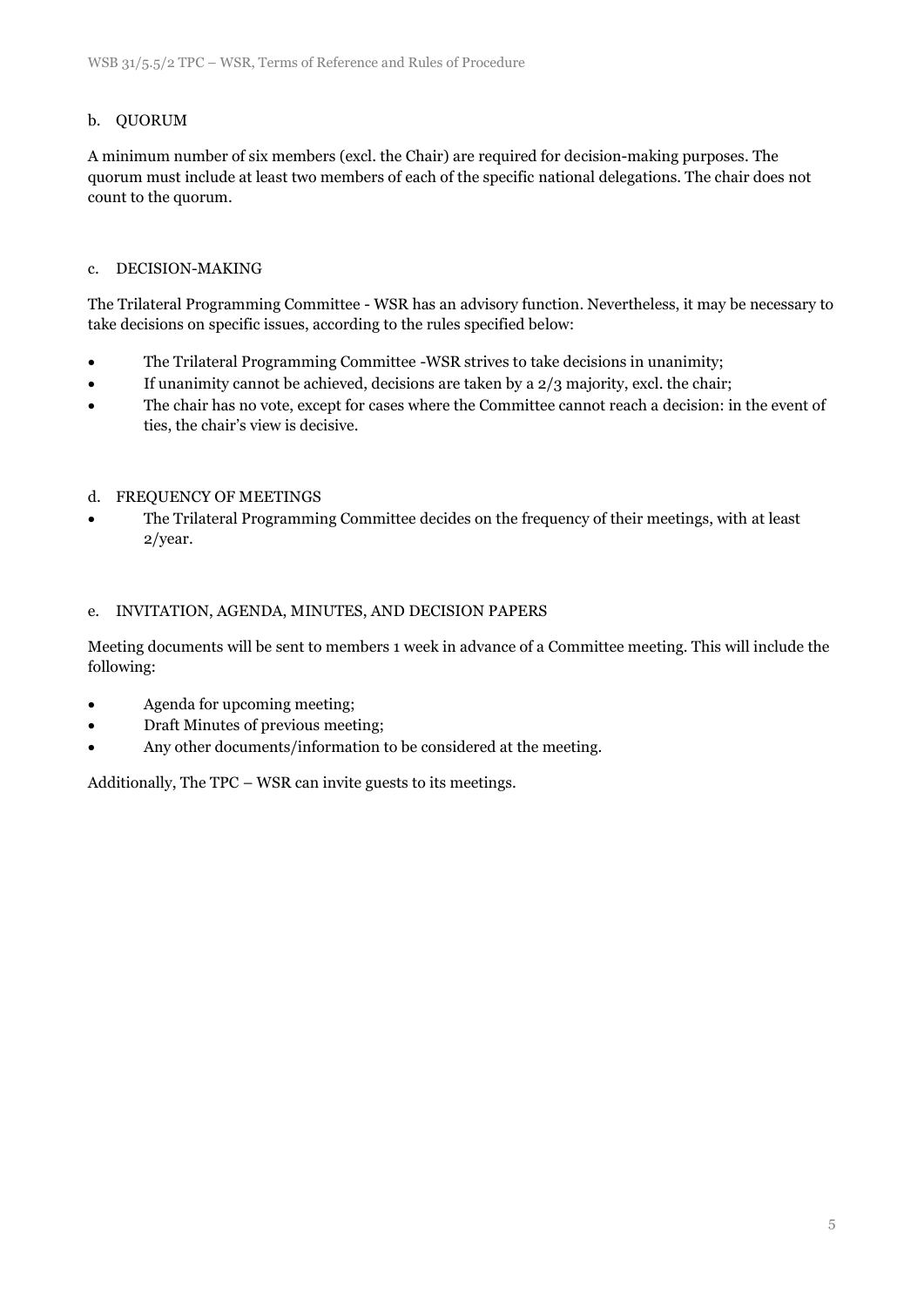b. QUORUM

A minimum number of six members (excl. the Chair) are required for decision-making purposes. The quorum must include at least two members of each of the specific national delegations. The chair does not count to the quorum.

c. DECISION-MAKING

The Trilateral Programming Committee - WSR has an advisory function. Nevertheless, it may be necessary to take decisions on specific issues, according to the rules specified below:

- The Trilateral Programming Committee -WSR strives to take decisions in unanimity;
- If unanimity cannot be achieved, decisions are taken by a 2/3 majority, excl. the chair;
- The chair has no vote, except for cases where the Committee cannot reach a decision: in the event of ties, the chair's view is decisive.

d. FREQUENCY OF MEETINGS

- The Trilateral Programming Committee decides on the frequency of their meetings, with at least 2/year.

e. INVITATION, AGENDA, MINUTES, AND DECISION PAPERS

Meeting documents will be sent to members 1 week in advance of a Committee meeting. This will include the following:

- Agenda for upcoming meeting;
- Draft Minutes of previous meeting;
- Any other documents/information to be considered at the meeting.

Additionally, The TPC – WSR can invite guests to its meetings.